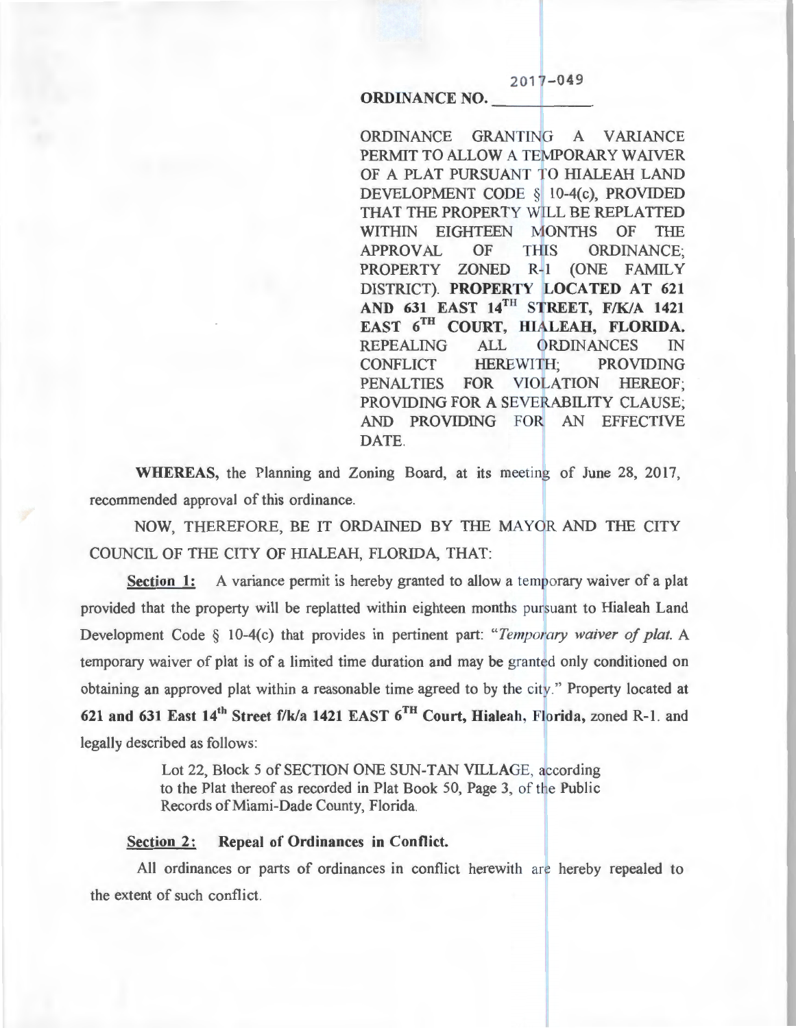**ORDINANCE NO.** 2017-049

ORDINANCE GRANTING A VARIANCE PERMIT TO ALLOW A TEMPORARY WAIVER OF A PLAT PURSUANT TO HIALEAH LAND DEVELOPMENT CODE § 10-4(c), PROVIDED THAT THE PROPERTY WILL BE REPLATTED WITHIN EIGHTEEN MONTHS OF THE APPROVAL OF THIS ORDINANCE; PROPERTY ZONED R-1 (ONE FAMILY DISTRICT). **PROPERTY LOCATED AT 621 AND 631 EAST 14TH STREET, F/K/A 1421 EAST 6TH COURT, HIALEAH, FLORIDA.** REPEALING ALL ORDINANCES IN CONFLICT HEREWITH; PROVIDING PENALTIES FOR VIOLATION HEREOF; PROVIDING FOR A SEVERABILITY CLAUSE; AND PROVIDING FOR AN EFFECTIVE DATE.

**WHEREAS,** the Planning and Zoning Board, at its meeting of June 28, 2017, recommended approval of this ordinance.

NOW, THEREFORE, BE IT ORDAINED BY THE MAYOR AND THE CITY COUNCIL OF THE CITY OF HIALEAH, FLORIDA, THAT:

**Section 1:** A variance permit is hereby granted to allow a temporary waiver of a plat provided that the property will be replatted within eighteen months pursuant to Hialeah Land Development Code § 10-4(c) that provides in pertinent part: "*Temporary waiver of plat.* A temporary waiver of plat is of a limited time duration and may be granted only conditioned on obtaining an approved plat within a reasonable time agreed to by the city." Property located at **621 and 631 East 14th Street f/k/a 1421 EAST 6TH Court, Hialeah, Florida,** zoned R-1. and legally described as follows:

> Lot 22, Block 5 of SECTION ONE SUN-TAN VILLAGE, according to the Plat thereof as recorded in Plat Book 50, Page 3, of the Public Records of Miami-Dade County, Florida.

**Section 2: Repeal of Ordinances in Conflict.**

All ordinances or parts of ordinances in conflict herewith are hereby repealed to the extent of such conflict.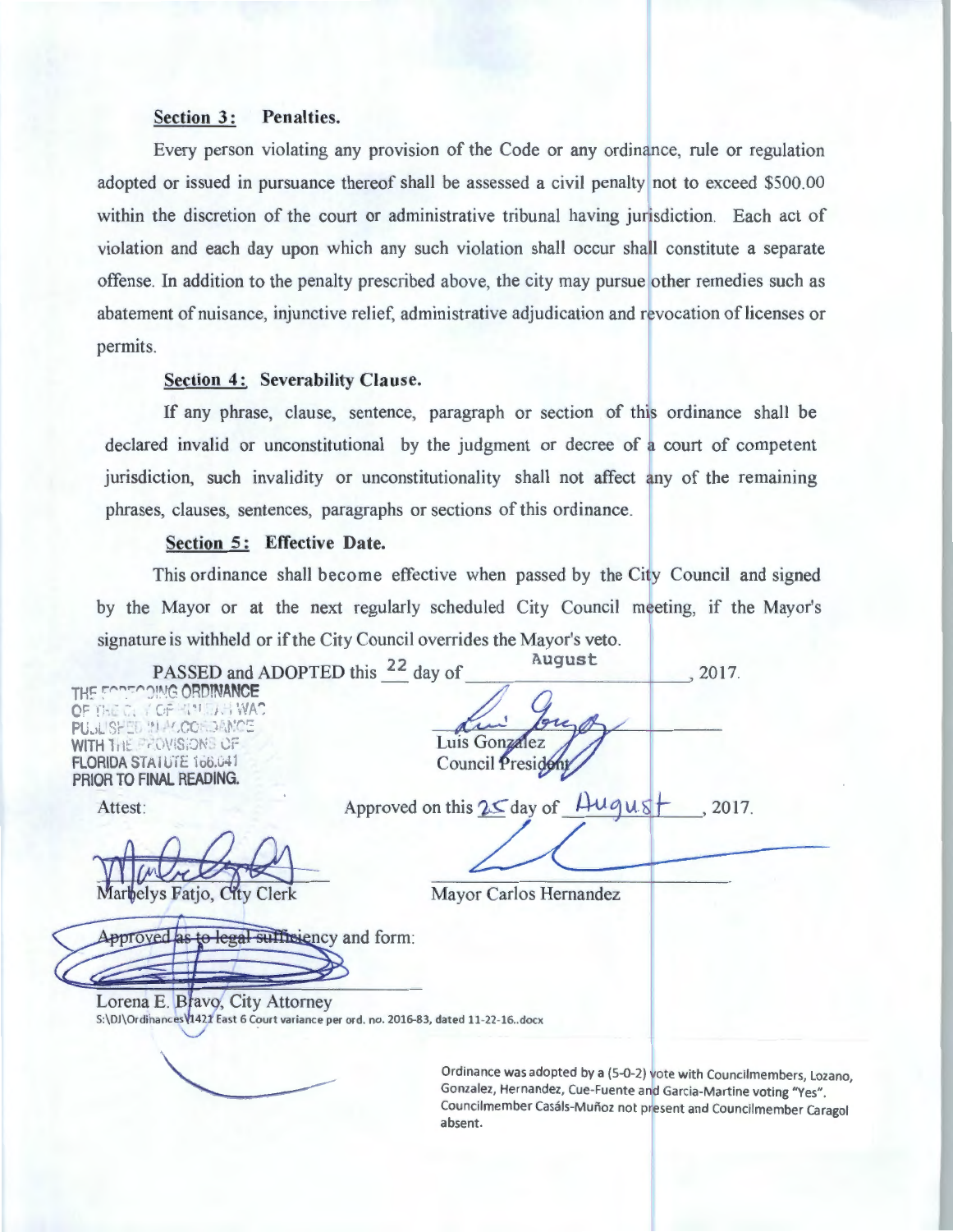**Section 3: Penalties.**

Every person violating any provision of the Code or any ordinance, rule or regulation adopted or issued in pursuance thereof shall be assessed a civil penalty not to exceed $500.00 within the discretion of the court or administrative tribunal having jurisdiction. Each act of violation and each day upon which any such violation shall occur shall constitute a separate offense. In addition to the penalty prescribed above, the city may pursue other remedies such as abatement of nuisance, injunctive relief, administrative adjudication and revocation of licenses or permits.

**Section 4: Severability Clause.**

If any phrase, clause, sentence, paragraph or section of this ordinance shall be declared invalid or unconstitutional by the judgment or decree of a court of competent jurisdiction, such invalidity or unconstitutionality shall not affect any of the remaining phrases, clauses, sentences, paragraphs or sections of this ordinance.

**Section 5: Effective Date.**

This ordinance shall become effective when passed by the City Council and signed by the Mayor or at the next regularly scheduled City Council meeting, if the Mayor's signature is withheld or if the City Council overrides the Mayor's veto.

PASSED and ADOPTED this 22 day of August, 2017.

THE FOREGOING ORDINANCE OF THE CITY OF HIALEAH WAS PUBLISHED IN ACCORDANCE WITH THE PROVISIONS OF FLORIDA STATUTE 166.041 PRIOR TO FINAL READING.

Luis Gonzalez
Council President

Attest:

Approved on this 25 day of August, 2017.

Marbelys Fatjo, City Clerk

Mayor Carlos Hernandez

Approved as to legal sufficiency and form:

Lorena E. Bravo, City Attorney

S:\DJ\Ordinances\1421 East 6 Court variance per ord. no. 2016-83, dated 11-22-16..docx

Ordinance was adopted by a (5-0-2) vote with Councilmembers, Lozano, Gonzalez, Hernandez, Cue-Fuente and Garcia-Martine voting "Yes". Councilmember Casáls-Muñoz not present and Councilmember Caragol absent.